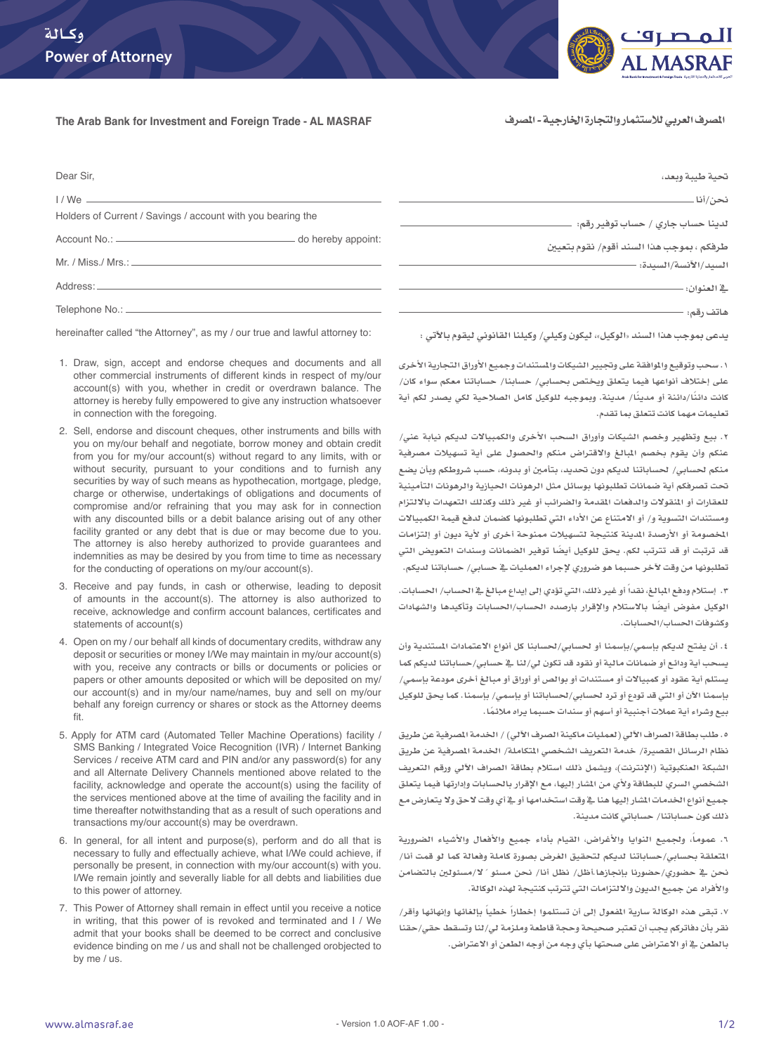# وكـالة
# Power of Attorney

المصـرف
AL MASRAF

**The Arab Bank for Investment and Foreign Trade - AL MASRAF**

**المصرف العربي للاستثمار والتجارة الخارجية - المصرف**

Dear Sir,

I / We ______________________________

Holders of Current / Savings / account with you bearing the

Account No.: ____________________ do hereby appoint:

Mr. / Miss./ Mrs.: ______________________________

Address: ______________________________

Telephone No.: ______________________________

hereinafter called "the Attorney", as my / our true and lawful attorney to:

1. Draw, sign, accept and endorse cheques and documents and all other commercial instruments of different kinds in respect of my/our account(s) with you, whether in credit or overdrawn balance. The attorney is hereby fully empowered to give any instruction whatsoever in connection with the foregoing.
2. Sell, endorse and discount cheques, other instruments and bills with you on my/our behalf and negotiate, borrow money and obtain credit from you for my/our account(s) without regard to any limits, with or without security, pursuant to your conditions and to furnish any securities by way of such means as hypothecation, mortgage, pledge, charge or otherwise, undertakings of obligations and documents of compromise and/or refraining that you may ask for in connection with any discounted bills or a debit balance arising out of any other facility granted or any debt that is due or may become due to you. The attorney is also hereby authorized to provide guarantees and indemnities as may be desired by you from time to time as necessary for the conducting of operations on my/our account(s).
3. Receive and pay funds, in cash or otherwise, leading to deposit of amounts in the account(s). The attorney is also authorized to receive, acknowledge and confirm account balances, certificates and statements of account(s)
4. Open on my / our behalf all kinds of documentary credits, withdraw any deposit or securities or money I/We may maintain in my/our account(s) with you, receive any contracts or bills or documents or policies or papers or other amounts deposited or which will be deposited on my/ our account(s) and in my/our name/names, buy and sell on my/our behalf any foreign currency or shares or stock as the Attorney deems fit.
5. Apply for ATM card (Automated Teller Machine Operations) facility / SMS Banking / Integrated Voice Recognition (IVR) / Internet Banking Services / receive ATM card and PIN and/or any password(s) for any and all Alternate Delivery Channels mentioned above related to the facility, acknowledge and operate the account(s) using the facility of the services mentioned above at the time of availing the facility and in time thereafter notwithstanding that as a result of such operations and transactions my/our account(s) may be overdrawn.
6. In general, for all intent and purpose(s), perform and do all that is necessary to fully and effectually achieve, what I/We could achieve, if personally be present, in connection with my/our account(s) with you. I/We remain jointly and severally liable for all debts and liabilities due to this power of attorney.
7. This Power of Attorney shall remain in effect until you receive a notice in writing, that this power of is revoked and terminated and I / We admit that your books shall be deemed to be correct and conclusive evidence binding on me / us and shall not be challenged orobjected to by me / us.

تحية طيبة وبعد،

نحن/أنا ______________________________

لدينا حساب جاري / حساب توفير رقم: ______________________________

طرفكم ، بموجب هذا السند أقوم/ نقوم بتعيين

السيد/الآنسة/السيدة: ______________________________

في العنوان: ______________________________

هاتف رقم: ______________________________

يدعى بموجب هذا السند «الوكيل»، ليكون وكيلي/ وكيلنا القانوني ليقوم بالآتي :

١. سحب وتوقيع والموافقة على وتجيير الشيكات والمستندات وجميع الأوراق التجارية الأخرى على إختلاف أنواعها فيما يتعلق ويختص بحسابي/ حسابنا/ حساباتنا معكم سواء كان/ كانت دائنًا/دائنة أو مدينًا/ مدينة. وبموجبه للوكيل كامل الصلاحية لكي يصدر لكم أية تعليمات مهما كانت تتعلق بما تقدم.

٢. بيع وتظهير وخصم الشيكات وأوراق السحب الأخرى والكمبيالات لديكم نيابة عني/ عنكم وأن يقوم بخصم المبالغ والاقتراض منكم والحصول على أية تسهيلات مصرفية منكم لحسابي/ لحساباتنا لديكم دون تحديد، بتأمين أو بدونه، حسب شروطكم وبأن يضع تحت تصرفكم أية ضمانات تطلبونها بوسائل مثل الرهونات الحيازية والرهونات التأمينية للعقارات أو المنقولات والدفعات المقدمة والضرائب أو غير ذلك وكذلك التعهدات بالالتزام ومستندات التسوية و/ أو الامتناع عن الأداء التي تطلبونها كضمان لدفع قيمة الكمبيالات المخصومة أو الأرصدة المدينة كنتيجة لتسهيلات ممنوحة أخرى أو لأية ديون أو إلتزامات قد ترتبت أو قد تترتب لكم. يحق للوكيل أيضًا توفير الضمانات وسندات التعويض التي تطلبونها من وقت لآخر حسبما هو ضروري لإجراء العمليات في حسابي/ حساباتنا لديكم.

٣. إستلام ودفع المبالغ، نقداً أو غير ذلك، التي تؤدي إلى إيداع مبالغ في الحساب/ الحسابات. الوكيل مفوض أيضًا بالاستلام والإقرار بارصده الحساب/الحسابات وتأكيدها والشهادات وكشوفات الحساب/الحسابات.

٤. أن يفتح لديكم بإسمي/بإسمنا أو لحسابي/لحسابنا كل أنواع الاعتمادات المستندية وأن يسحب أية ودائع أو ضمانات مالية أو نقود قد تكون لي/لنا في حسابي/حساباتنا لديكم كما يستلم أية عقود أو كمبيالات أو مستندات أو بوالص أو أوراق أو مبالغ أخرى مودعة بإسمي/ بإسمنا الآن أو التي قد تودع أو ترد لحسابي/لحساباتنا أو بإسمي/ بإسمنا. كما يحق للوكيل بيع وشراء أية عملات أجنبية أو أسهم أو سندات حسبما يراه ملائمًا.

٥. طلب بطاقة الصراف الآلي (لعمليات ماكينة الصرف الآلي) / الخدمة المصرفية عن طريق نظام الرسائل القصيرة/ خدمة التعريف الشخصي المتكاملة/ الخدمة المصرفية عن طريق الشبكة العنكبوتية (الإنترنت)، ويشمل ذلك استلام بطاقة الصراف الآلي ورقم التعريف الشخصي السري للبطاقة ولأي من المشار إليها، مع الإقرار بالحسابات وإدارتها فيما يتعلق جميع أنواع الخدمات المشار إليها هنا في وقت استخدامها أو في أي وقت لاحق ولا يتعارض مع ذلك كون حسابي/ حساباتنا كانت مدينة.

٦. عموماً، ولجميع النوايا والأغراض، القيام بأداء جميع والأفعال والأشياء الضرورية المتعلقة بحسابي/حساباتنا لديكم لتحقيق الغرض بصورة كاملة وفعالة كما لو قمت أنا/ نحن في حضوري/حضورنا بإنجازها.أظل/ نظل أنا/ نحن مسئو ً لا/مسئولين بالتضامن والأفراد عن جميع الديون والالتزامات التي تترتب كنتيجة لهذه الوكالة.

٧. تبقى هذه الوكالة سارية المفعول إلى أن تستلموا إخطاراً خطياً بإلغائها وإنهائها وأقر/ نقر بأن دفاتركم يجب أن تعتبر صحيحة وحجة قاطعة وملزمة لي/لنا وتسقط حقي/حقنا بالطعن في أو الاعتراض على صحتها بأي وجه من أوجه الطعن أو الاعتراض.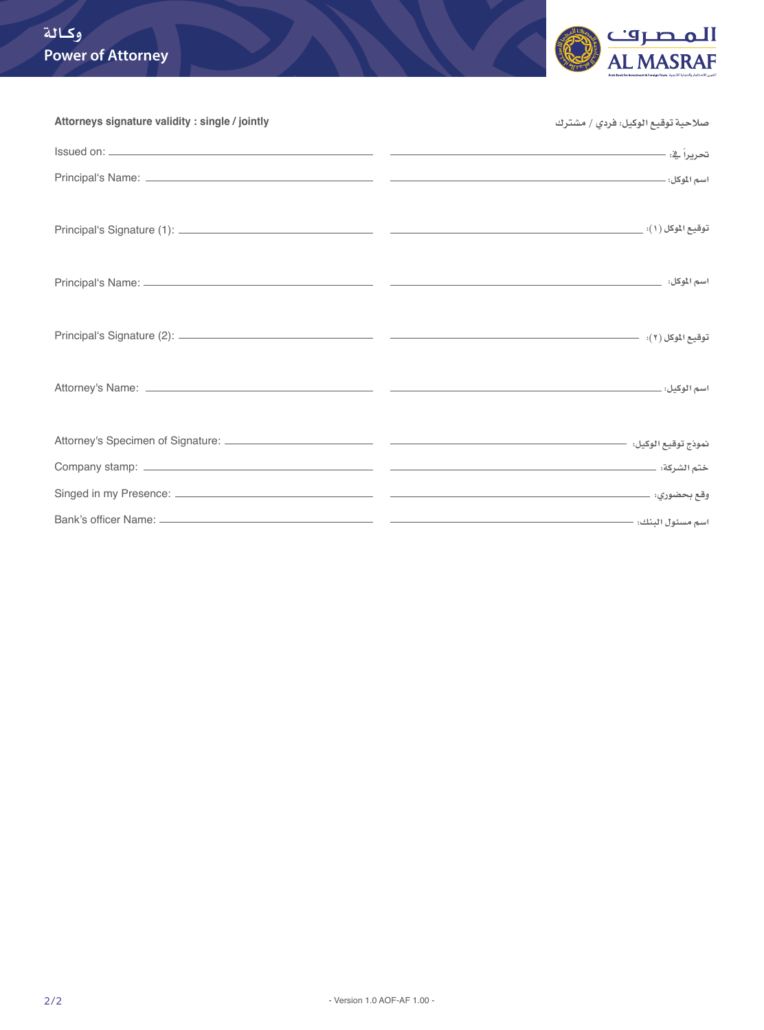# وكـالة
# Power of Attorney

المـصـرف
AL MASRAF

**Attorneys signature validity : single / jointly** | **صلاحية توقيع الوكيل: فردي / مشترك**

| | |
|---|---|
| Issued on: ______________________ | تحريراً في: ______________________ |
| Principal's Name: ______________________ | اسم الموكل: ______________________ |
| Principal's Signature (1): ______________________ | توقيع الموكل (١): ______________________ |
| Principal's Name: ______________________ | اسم الموكل: ______________________ |
| Principal's Signature (2): ______________________ | توقيع الموكل (٢): ______________________ |
| Attorney's Name: ______________________ | اسم الوكيل: ______________________ |
| Attorney's Specimen of Signature: ______________________ | نموذج توقيع الوكيل: ______________________ |
| Company stamp: ______________________ | ختم الشركة: ______________________ |
| Singed in my Presence: ______________________ | وقع بحضوري: ______________________ |
| Bank's officer Name: ______________________ | اسم مسئول البنك: ______________________ |

- Version 1.0 AOF-AF 1.00 -